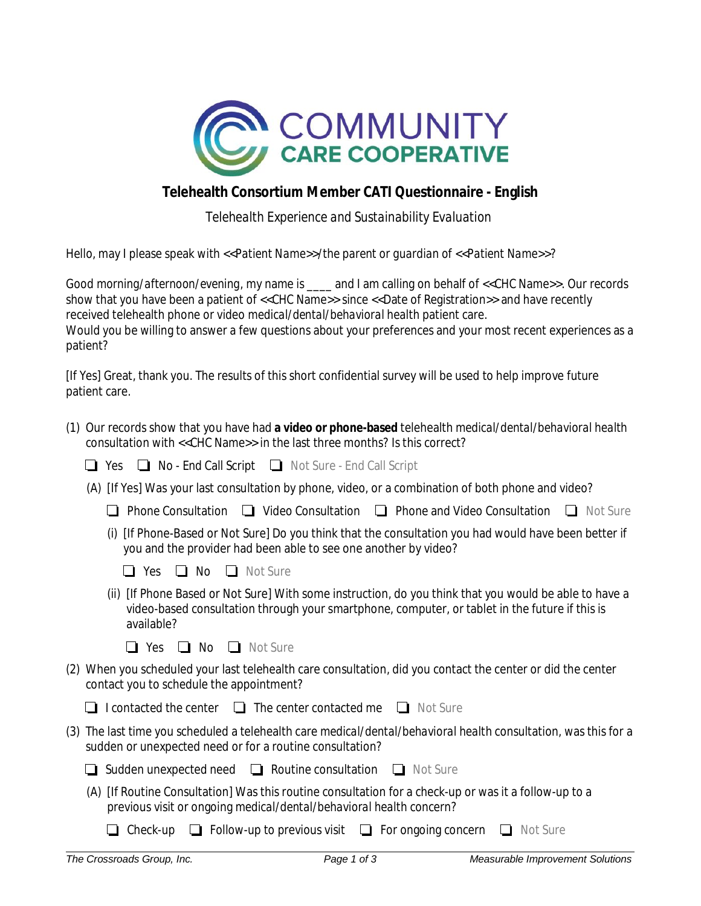# Telehealth Consortium Member CATI Questionnaire - English

Telehealth Experience and Sustainability Evaluation

Hello, may I please speak with <<Patient Name>>/the parent or guardian of <<Patient Name>>?

Good morning/afternoon/evening, my name is ____ and I am calling on behalf of <<CHC Name>>. Our records show that you have been a patient of <<CHC Name>> since <<Date of Registration>> and have recently received telehealth phone or video medical/dental/behavioral health patient care.
Would you be willing to answer a few questions about your preferences and your most recent experiences as a patient?

[If Yes] Great, thank you. The results of this short confidential survey will be used to help improve future patient care.

(1) Our records show that you have had **a video or phone-based** telehealth medical/dental/behavioral health consultation with <<CHC Name>> in the last three months? Is this correct?

- ☐ Yes ☐ No - End Call Script ☐ Not Sure - End Call Script

(A) [If Yes] Was your last consultation by phone, video, or a combination of both phone and video?

- ☐ Phone Consultation ☐ Video Consultation ☐ Phone and Video Consultation ☐ Not Sure

(i) [If Phone-Based or Not Sure] Do you think that the consultation you had would have been better if you and the provider had been able to see one another by video?

- ☐ Yes ☐ No ☐ Not Sure

(ii) [If Phone Based or Not Sure] With some instruction, do you think that you would be able to have a video-based consultation through your smartphone, computer, or tablet in the future if this is available?

- ☐ Yes ☐ No ☐ Not Sure

(2) When you scheduled your last telehealth care consultation, did you contact the center or did the center contact you to schedule the appointment?

- ☐ I contacted the center ☐ The center contacted me ☐ Not Sure

(3) The last time you scheduled a telehealth care medical/dental/behavioral health consultation, was this for a sudden or unexpected need or for a routine consultation?

- ☐ Sudden unexpected need ☐ Routine consultation ☐ Not Sure

(A) [If Routine Consultation] Was this routine consultation for a check-up or was it a follow-up to a previous visit or ongoing medical/dental/behavioral health concern?

- ☐ Check-up ☐ Follow-up to previous visit ☐ For ongoing concern ☐ Not Sure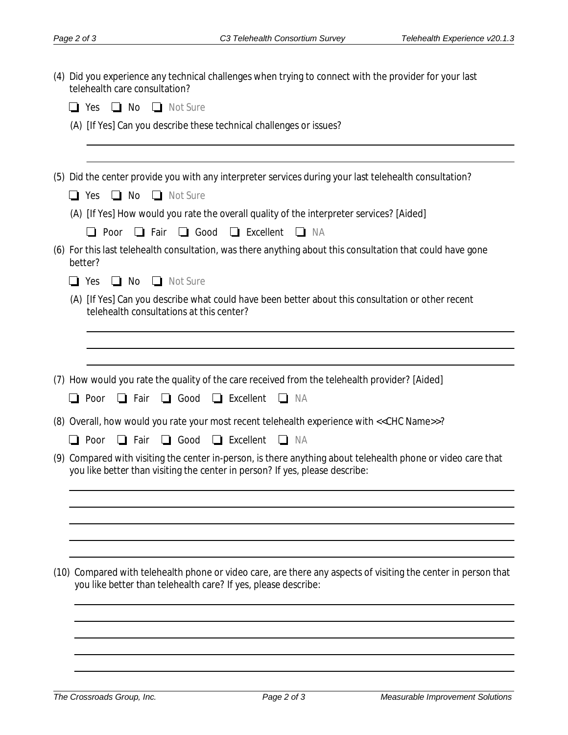(4) Did you experience any technical challenges when trying to connect with the provider for your last telehealth care consultation?

❑ Yes ❑ No ❑ Not Sure

(A) [If Yes] Can you describe these technical challenges or issues?

______________________________________________________________________________

______________________________________________________________________________

(5) Did the center provide you with any interpreter services during your last telehealth consultation?

❑ Yes ❑ No ❑ Not Sure

(A) [If Yes] How would you rate the overall quality of the interpreter services? [Aided]

❑ Poor ❑ Fair ❑ Good ❑ Excellent ❑ NA

(6) For this last telehealth consultation, was there anything about this consultation that could have gone better?

❑ Yes ❑ No ❑ Not Sure

(A) [If Yes] Can you describe what could have been better about this consultation or other recent telehealth consultations at this center?

______________________________________________________________________________

______________________________________________________________________________

______________________________________________________________________________

(7) How would you rate the quality of the care received from the telehealth provider? [Aided]

❑ Poor ❑ Fair ❑ Good ❑ Excellent ❑ NA

(8) Overall, how would you rate your most recent telehealth experience with <<CHC Name>>?

❑ Poor ❑ Fair ❑ Good ❑ Excellent ❑ NA

(9) Compared with visiting the center in-person, is there anything about telehealth phone or video care that you like better than visiting the center in person? If yes, please describe:

______________________________________________________________________________

______________________________________________________________________________

______________________________________________________________________________

______________________________________________________________________________

______________________________________________________________________________

(10) Compared with telehealth phone or video care, are there any aspects of visiting the center in person that you like better than telehealth care? If yes, please describe:

______________________________________________________________________________

______________________________________________________________________________

______________________________________________________________________________

______________________________________________________________________________

______________________________________________________________________________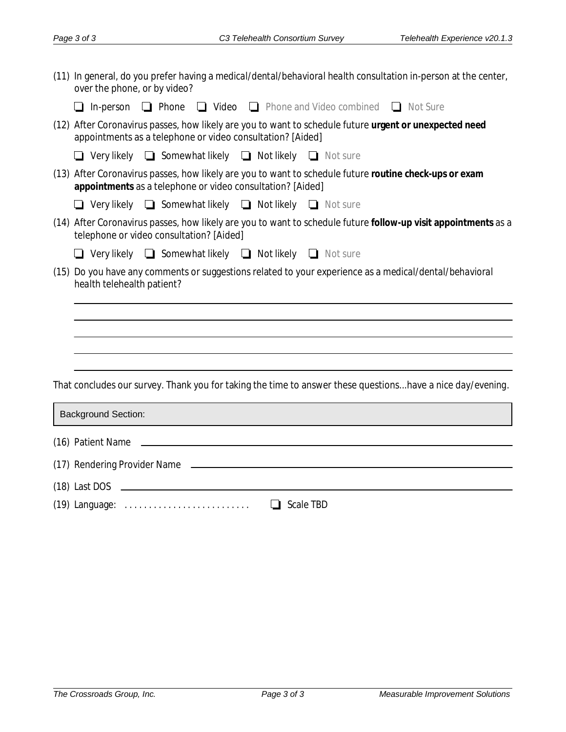(11) In general, do you prefer having a medical/dental/behavioral health consultation in-person at the center, over the phone, or by video?

- ❑ In-person ❑ Phone ❑ Video ❑ Phone and Video combined ❑ Not Sure

(12) After Coronavirus passes, how likely are you to want to schedule future **urgent or unexpected need** appointments as a telephone or video consultation? [Aided]

- ❑ Very likely ❑ Somewhat likely ❑ Not likely ❑ Not sure

(13) After Coronavirus passes, how likely are you to want to schedule future **routine check-ups or exam appointments** as a telephone or video consultation? [Aided]

- ❑ Very likely ❑ Somewhat likely ❑ Not likely ❑ Not sure

(14) After Coronavirus passes, how likely are you to want to schedule future **follow-up visit appointments** as a telephone or video consultation? [Aided]

- ❑ Very likely ❑ Somewhat likely ❑ Not likely ❑ Not sure

(15) Do you have any comments or suggestions related to your experience as a medical/dental/behavioral health telehealth patient?

______________________________________________________________________

______________________________________________________________________

______________________________________________________________________

______________________________________________________________________

______________________________________________________________________

That concludes our survey. Thank you for taking the time to answer these questions...have a nice day/evening.

**Background Section:**

(16) Patient Name ______________________________________________

(17) Rendering Provider Name ______________________________________________

(18) Last DOS ______________________________________________

(19) Language: .......................... ❑ Scale TBD